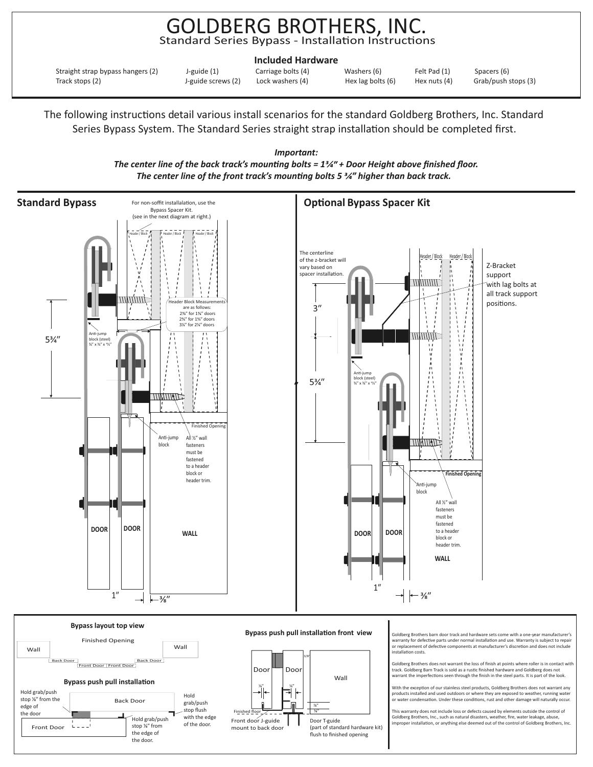# GOLDBERG BROTHERS, INC.

Standard Series Bypass - Installation Instructions

### Included Hardware

| | | | | | |
|---|---|---|---|---|---|
| Straight strap bypass hangers (2) | J-guide (1) | Carriage bolts (4) | Washers (6) | Felt Pad (1) | Spacers (6) |
| Track stops (2) | J-guide screws (2) | Lock washers (4) | Hex lag bolts (6) | Hex nuts (4) | Grab/push stops (3) |

The following instructions detail various install scenarios for the standard Goldberg Brothers, Inc. Standard Series Bypass System. The Standard Series straight strap installation should be completed first.

***Important:***
***The center line of the back track's mounting bolts = 1¾" + Door Height above finished floor.***
***The center line of the front track's mounting bolts 5 ¾" higher than back track.***

## Standard Bypass

For non-soffit installalation, use the Bypass Spacer Kit. (see in the next diagram at right.)

Header / Block | Header / Block | Header / Block

Header Block Measurements are as follows:
2⅜" for 1⅜" doors
2⅝" for 1¾" doors
3⅛" for 2¼" doors

5¾"

Anti-jump block (steel) ¾" x ¾" x ½"

Anti-jump block

All ½" wall fasteners must be fastened to a header block or header trim.

Finished Opening

DOOR | DOOR | WALL

1" | ⅜"

## Optional Bypass Spacer Kit

The centerline of the z-bracket will vary based on spacer installation.

Header / Block | Header / Block

Z-Bracket support with lag bolts at all track support positions.

3"

5¾"

Anti-jump block (steel) ¾" x ¾" x ½"

Finished Opening

Anti-jump block

All ½" wall fasteners must be fastened to a header block or header trim.

DOOR | DOOR | WALL

1" | ⅜"

### Bypass layout top view

Wall | Finished Opening | Wall

Back Door | Front Door | Front Door | Back Door

### Bypass push pull installation

Back Door | Front Door

Hold grab/push stop ⅛" from the edge of the door

Hold grab/push stop ⅛" from the edge of the door.

Hold grab/push stop flush with the edge of the door.

### Bypass push pull installation front view

Door | Door | Wall

3/8" | ¼" | ¼" | ⅜" | ⅜"

Finished floor

Front door J-guide mount to back door

Door T-guide (part of standard hardware kit) flush to finished opening

Goldberg Brothers barn door track and hardware sets come with a one-year manufacturer's warranty for defective parts under normal installation and use. Warranty is subject to repair or replacement of defective components at manufacturer's discretion and does not include installation costs.

Goldberg Brothers does not warrant the loss of finish at points where roller is in contact with track. Goldberg Barn Track is sold as a rustic finished hardware and Goldberg does not warrant the imperfections seen through the finish in the steel parts. It is part of the look.

With the exception of our stainless steel products, Goldberg Brothers does not warrant any products installed and used outdoors or where they are exposed to weather, running water or water condensation. Under these conditions, rust and other damage will naturally occur.

This warranty does not include loss or defects caused by elements outside the control of Goldberg Brothers, Inc., such as natural disasters, weather, fire, water leakage, abuse, improper installation, or anything else deemed out of the control of Goldberg Brothers, Inc.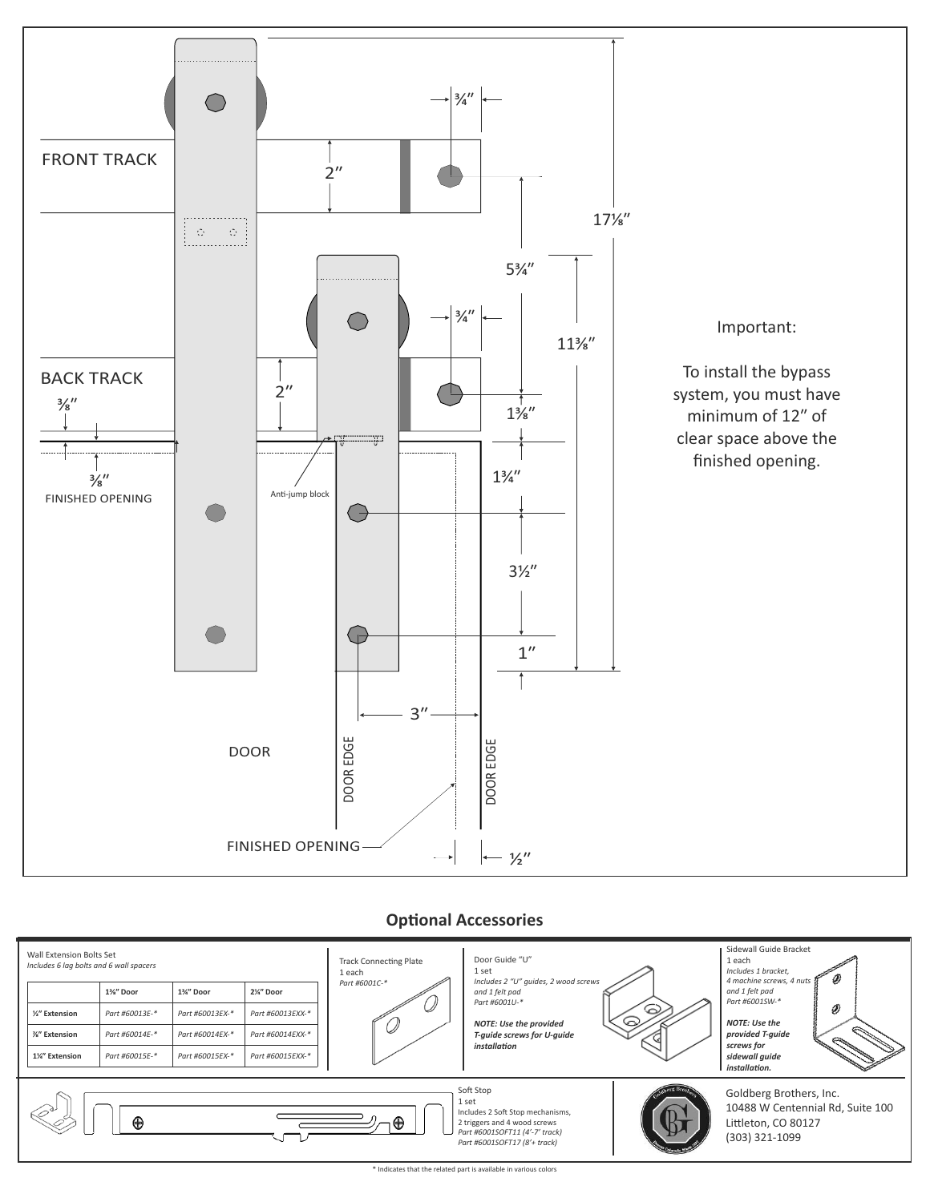FRONT TRACK

2″

¾″

17⅛″

5¾″

BACK TRACK

2″

¾″

11⅜″

⅜″

⅜″

FINISHED OPENING

1⅜″

1¾″

Anti-jump block

3½″

1″

3″

DOOR

DOOR EDGE

DOOR EDGE

FINISHED OPENING

½″

Important:

To install the bypass system, you must have minimum of 12″ of clear space above the finished opening.

## Optional Accessories

**Wall Extension Bolts Set**
*Includes 6 lag bolts and 6 wall spacers*

| | 1⅜″ Door | 1¾″ Door | 2¼″ Door |
|---|---|---|---|
| ½″ Extension | Part #60013E-* | Part #60013EX-* | Part #60013EXX-* |
| ¾″ Extension | Part #60014E-* | Part #60014EX-* | Part #60014EXX-* |
| 1¼″ Extension | Part #60015E-* | Part #60015EX-* | Part #60015EXX-* |

**Track Connecting Plate**
1 each
*Part #6001C-**

**Door Guide "U"**
1 set
*Includes 2 "U" guides, 2 wood screws and 1 felt pad*
*Part #6001U-**

***NOTE: Use the provided T-guide screws for U-guide installation***

**Sidewall Guide Bracket**
1 each
*Includes 1 bracket, 4 machine screws, 4 nuts and 1 felt pad*
*Part #6001SW-**

***NOTE: Use the provided T-guide screws for sidewall guide installation.***

**Soft Stop**
1 set
Includes 2 Soft Stop mechanisms, 2 triggers and 4 wood screws
*Part #6001SOFT11 (4′-7′ track)*
*Part #6001SOFT17 (8′+ track)*

Goldberg Brothers, Inc.
10488 W Centennial Rd, Suite 100
Littleton, CO 80127
(303) 321-1099

\* Indicates that the related part is available in various colors